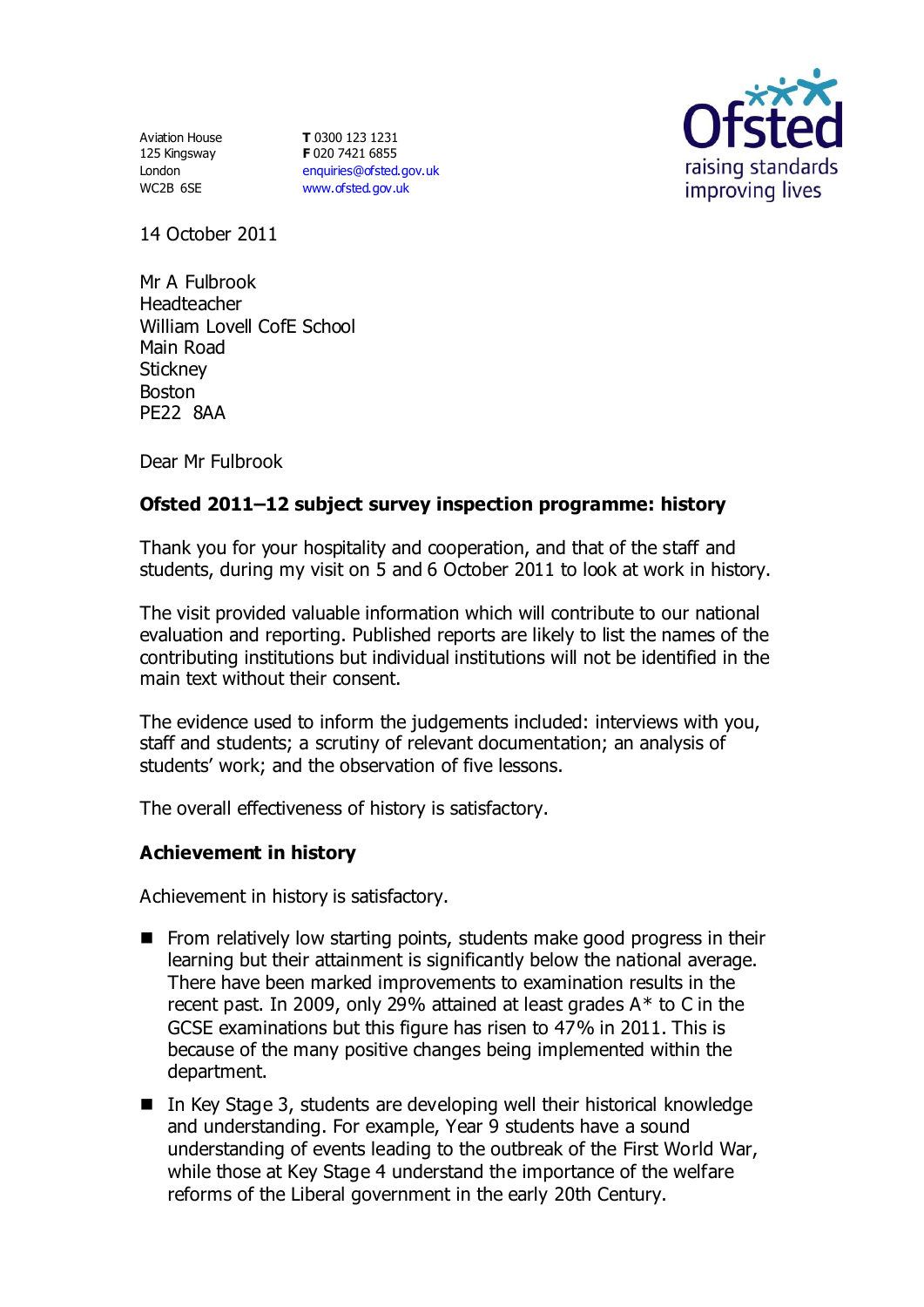Aviation House
125 Kingsway
London
WC2B 6SE

**T** 0300 123 1231
**F** 020 7421 6855
enquiries@ofsted.gov.uk
www.ofsted.gov.uk

Ofsted
raising standards
improving lives

14 October 2011

Mr A Fulbrook
Headteacher
William Lovell CofE School
Main Road
Stickney
Boston
PE22 8AA

Dear Mr Fulbrook

**Ofsted 2011–12 subject survey inspection programme: history**

Thank you for your hospitality and cooperation, and that of the staff and students, during my visit on 5 and 6 October 2011 to look at work in history.

The visit provided valuable information which will contribute to our national evaluation and reporting. Published reports are likely to list the names of the contributing institutions but individual institutions will not be identified in the main text without their consent.

The evidence used to inform the judgements included: interviews with you, staff and students; a scrutiny of relevant documentation; an analysis of students' work; and the observation of five lessons.

The overall effectiveness of history is satisfactory.

## Achievement in history

Achievement in history is satisfactory.

- From relatively low starting points, students make good progress in their learning but their attainment is significantly below the national average. There have been marked improvements to examination results in the recent past. In 2009, only 29% attained at least grades A* to C in the GCSE examinations but this figure has risen to 47% in 2011. This is because of the many positive changes being implemented within the department.
- In Key Stage 3, students are developing well their historical knowledge and understanding. For example, Year 9 students have a sound understanding of events leading to the outbreak of the First World War, while those at Key Stage 4 understand the importance of the welfare reforms of the Liberal government in the early 20th Century.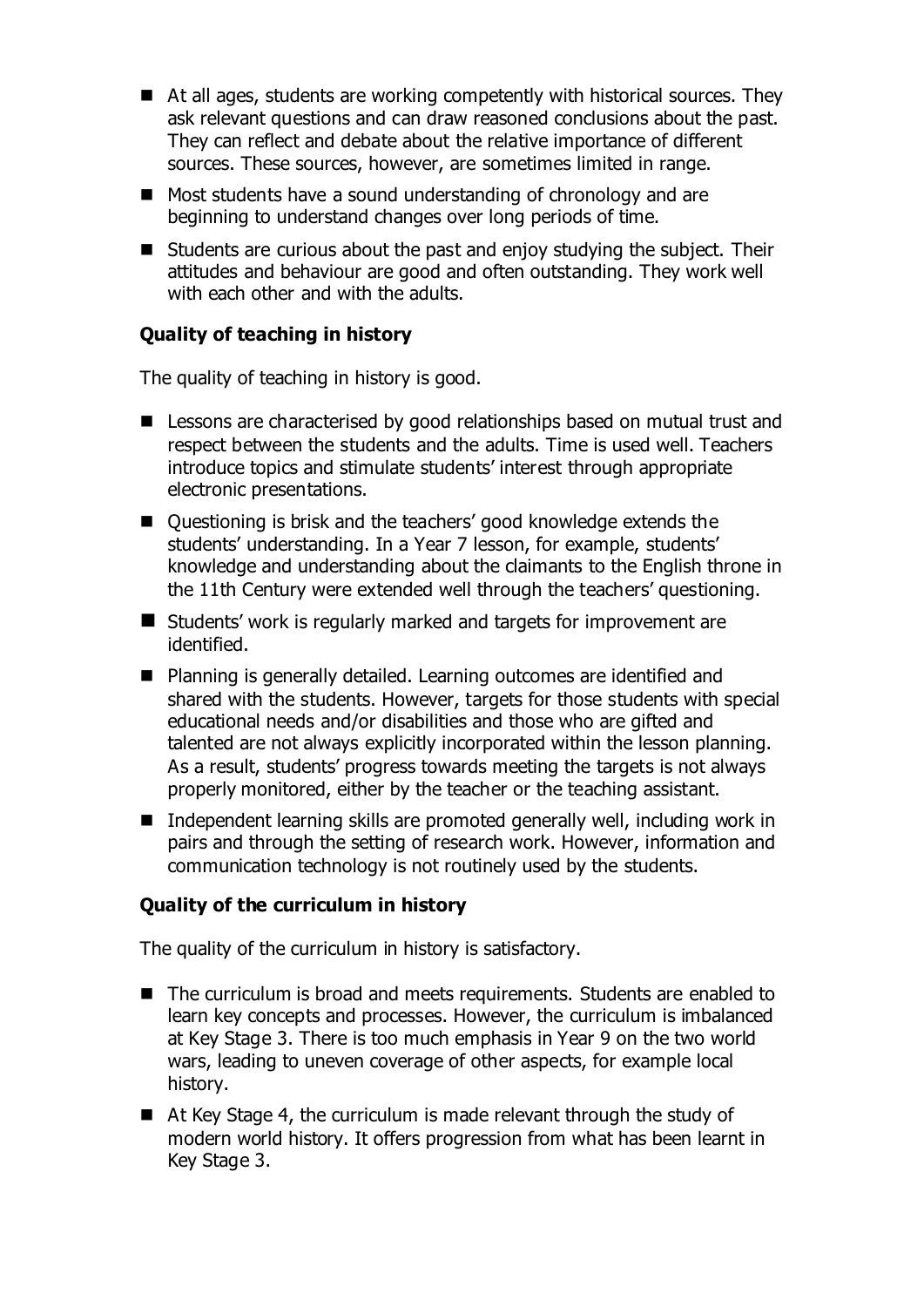- At all ages, students are working competently with historical sources. They ask relevant questions and can draw reasoned conclusions about the past. They can reflect and debate about the relative importance of different sources. These sources, however, are sometimes limited in range.
- Most students have a sound understanding of chronology and are beginning to understand changes over long periods of time.
- Students are curious about the past and enjoy studying the subject. Their attitudes and behaviour are good and often outstanding. They work well with each other and with the adults.

### Quality of teaching in history

The quality of teaching in history is good.

- Lessons are characterised by good relationships based on mutual trust and respect between the students and the adults. Time is used well. Teachers introduce topics and stimulate students' interest through appropriate electronic presentations.
- Questioning is brisk and the teachers' good knowledge extends the students' understanding. In a Year 7 lesson, for example, students' knowledge and understanding about the claimants to the English throne in the 11th Century were extended well through the teachers' questioning.
- Students' work is regularly marked and targets for improvement are identified.
- Planning is generally detailed. Learning outcomes are identified and shared with the students. However, targets for those students with special educational needs and/or disabilities and those who are gifted and talented are not always explicitly incorporated within the lesson planning. As a result, students' progress towards meeting the targets is not always properly monitored, either by the teacher or the teaching assistant.
- Independent learning skills are promoted generally well, including work in pairs and through the setting of research work. However, information and communication technology is not routinely used by the students.

### Quality of the curriculum in history

The quality of the curriculum in history is satisfactory.

- The curriculum is broad and meets requirements. Students are enabled to learn key concepts and processes. However, the curriculum is imbalanced at Key Stage 3. There is too much emphasis in Year 9 on the two world wars, leading to uneven coverage of other aspects, for example local history.
- At Key Stage 4, the curriculum is made relevant through the study of modern world history. It offers progression from what has been learnt in Key Stage 3.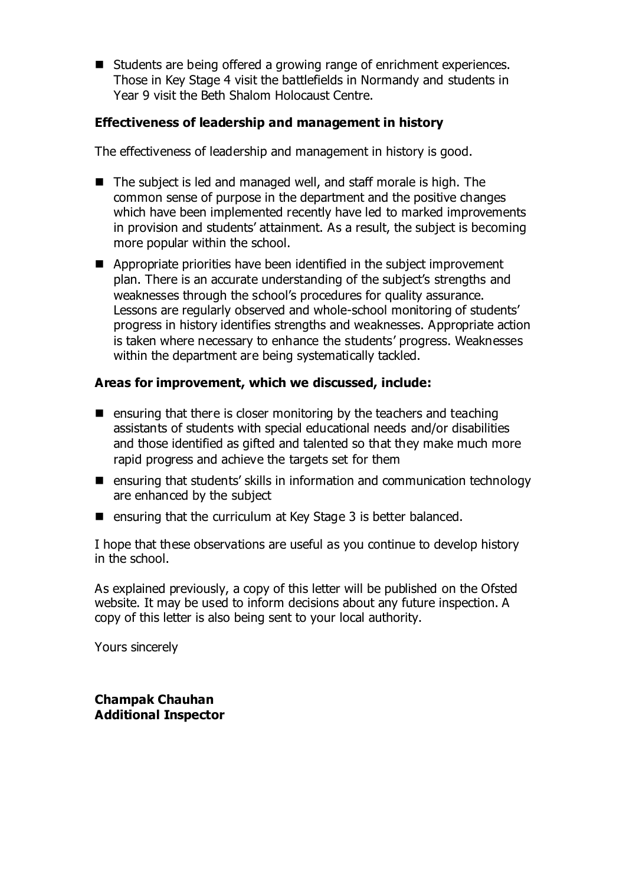- Students are being offered a growing range of enrichment experiences. Those in Key Stage 4 visit the battlefields in Normandy and students in Year 9 visit the Beth Shalom Holocaust Centre.

**Effectiveness of leadership and management in history**

The effectiveness of leadership and management in history is good.

- The subject is led and managed well, and staff morale is high. The common sense of purpose in the department and the positive changes which have been implemented recently have led to marked improvements in provision and students' attainment. As a result, the subject is becoming more popular within the school.
- Appropriate priorities have been identified in the subject improvement plan. There is an accurate understanding of the subject's strengths and weaknesses through the school's procedures for quality assurance. Lessons are regularly observed and whole-school monitoring of students' progress in history identifies strengths and weaknesses. Appropriate action is taken where necessary to enhance the students' progress. Weaknesses within the department are being systematically tackled.

**Areas for improvement, which we discussed, include:**

- ensuring that there is closer monitoring by the teachers and teaching assistants of students with special educational needs and/or disabilities and those identified as gifted and talented so that they make much more rapid progress and achieve the targets set for them
- ensuring that students' skills in information and communication technology are enhanced by the subject
- ensuring that the curriculum at Key Stage 3 is better balanced.

I hope that these observations are useful as you continue to develop history in the school.

As explained previously, a copy of this letter will be published on the Ofsted website. It may be used to inform decisions about any future inspection. A copy of this letter is also being sent to your local authority.

Yours sincerely

**Champak Chauhan**
**Additional Inspector**